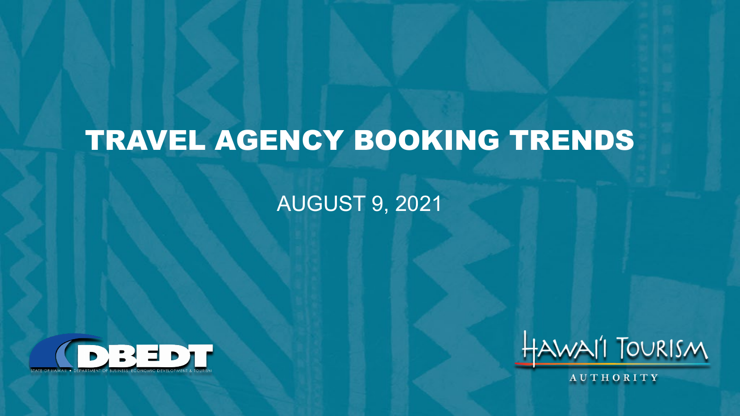# TRAVEL AGENCY BOOKING TRENDS

AUGUST 9, 2021

DBEDT

STATE OF HAWAII • DEPARTMENT OF BUSINESS, ECONOMIC DEVELOPMENT & TOURISM

HAWAI'I TOURISM AUTHORITY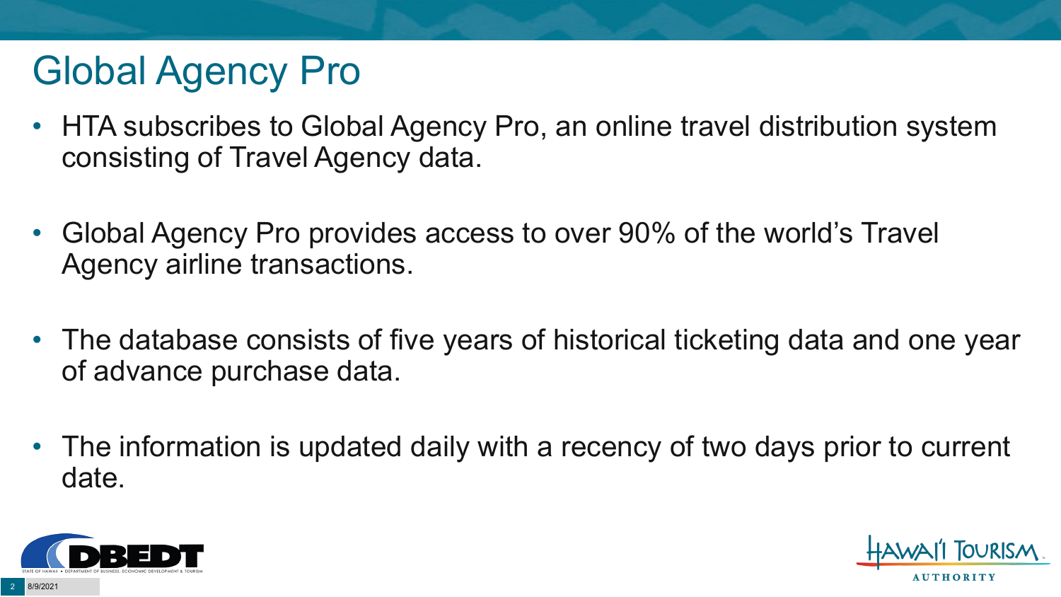# Global Agency Pro

- HTA subscribes to Global Agency Pro, an online travel distribution system consisting of Travel Agency data.

- Global Agency Pro provides access to over 90% of the world's Travel Agency airline transactions.

- The database consists of five years of historical ticketing data and one year of advance purchase data.

- The information is updated daily with a recency of two days prior to current date.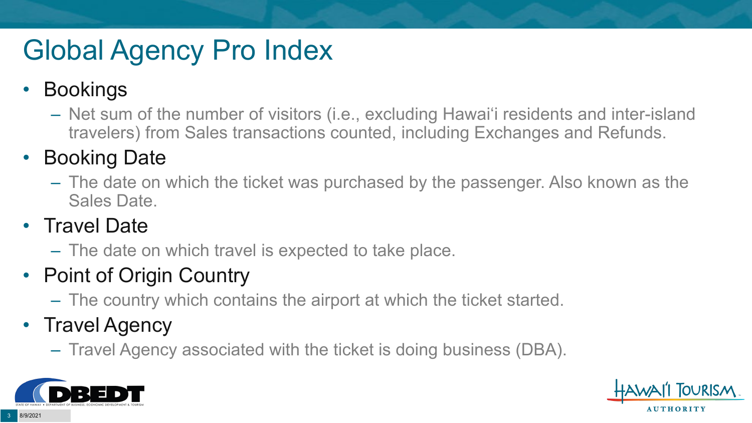# Global Agency Pro Index

- Bookings
  - Net sum of the number of visitors (i.e., excluding Hawai'i residents and inter-island travelers) from Sales transactions counted, including Exchanges and Refunds.
- Booking Date
  - The date on which the ticket was purchased by the passenger. Also known as the Sales Date.
- Travel Date
  - The date on which travel is expected to take place.
- Point of Origin Country
  - The country which contains the airport at which the ticket started.
- Travel Agency
  - Travel Agency associated with the ticket is doing business (DBA).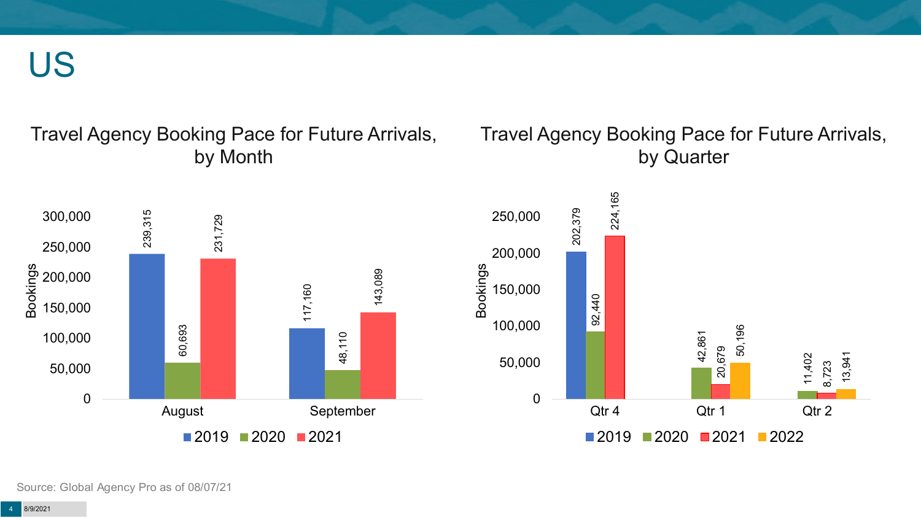# US

## Travel Agency Booking Pace for Future Arrivals, by Month

| Month | 2019 | 2020 | 2021 |
|---|---|---|---|
| August | 239,315 | 60,693 | 231,729 |
| September | 117,160 | 48,110 | 143,089 |

## Travel Agency Booking Pace for Future Arrivals, by Quarter

| Quarter | 2019 | 2020 | 2021 | 2022 |
|---|---|---|---|---|
| Qtr 4 | 202,379 | 92,440 | 224,165 | |
| Qtr 1 | | 42,861 | 20,679 | 50,196 |
| Qtr 2 | | 11,402 | 8,723 | 13,941 |

Source: Global Agency Pro as of 08/07/21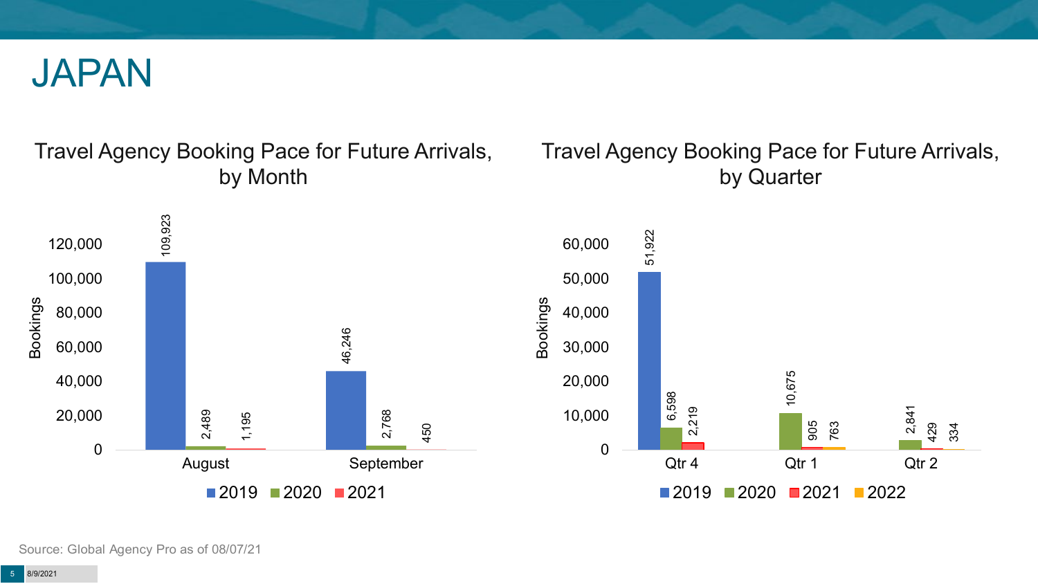# JAPAN

## Travel Agency Booking Pace for Future Arrivals, by Month

| Month | 2019 | 2020 | 2021 |
| --- | --- | --- | --- |
| August | 109,923 | 2,489 | 1,195 |
| September | 46,246 | 2,768 | 450 |

## Travel Agency Booking Pace for Future Arrivals, by Quarter

| Quarter | 2019 | 2020 | 2021 | 2022 |
| --- | --- | --- | --- | --- |
| Qtr 4 | 51,922 | 6,598 | 2,219 | |
| Qtr 1 | | 10,675 | 905 | 763 |
| Qtr 2 | | 2,841 | 429 | 334 |

Source: Global Agency Pro as of 08/07/21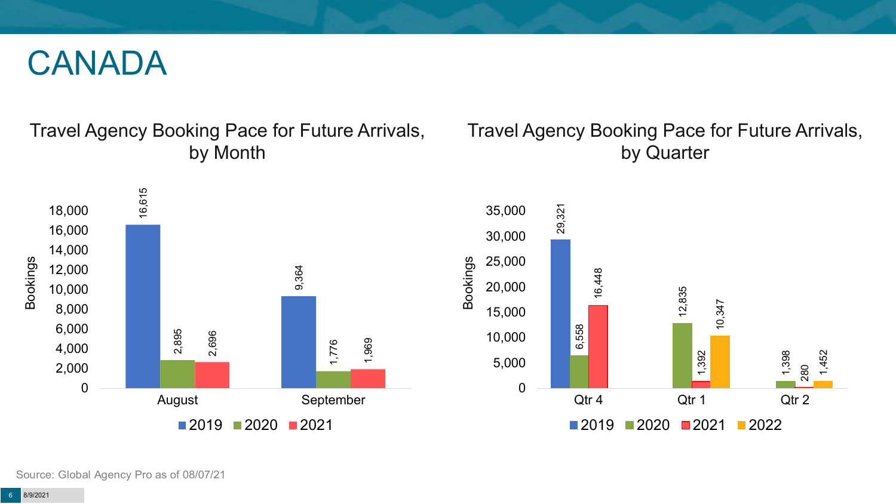# CANADA

## Travel Agency Booking Pace for Future Arrivals, by Month

| Month | 2019 | 2020 | 2021 |
|---|---|---|---|
| August | 16,615 | 2,895 | 2,696 |
| September | 9,364 | 1,776 | 1,969 |

## Travel Agency Booking Pace for Future Arrivals, by Quarter

| Quarter | 2019 | 2020 | 2021 | 2022 |
|---|---|---|---|---|
| Qtr 4 | 29,321 | 6,558 | 16,448 | |
| Qtr 1 | | 12,835 | 1,392 | 10,347 |
| Qtr 2 | | 1,398 | 280 | 1,452 |

Source: Global Agency Pro as of 08/07/21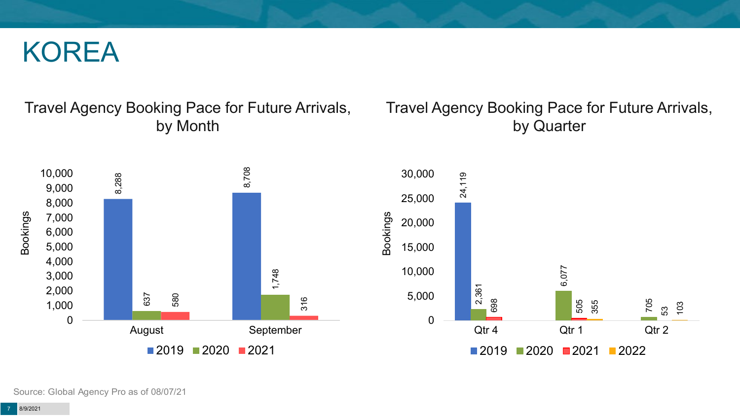# KOREA

## Travel Agency Booking Pace for Future Arrivals, by Month

| Month | 2019 | 2020 | 2021 |
| --- | --- | --- | --- |
| August | 8,288 | 637 | 580 |
| September | 8,708 | 1,748 | 316 |

## Travel Agency Booking Pace for Future Arrivals, by Quarter

| Quarter | 2019 | 2020 | 2021 | 2022 |
| --- | --- | --- | --- | --- |
| Qtr 4 | 24,119 | 2,361 | 698 | |
| Qtr 1 | | 6,077 | 505 | 355 |
| Qtr 2 | | 705 | 53 | 103 |

Source: Global Agency Pro as of 08/07/21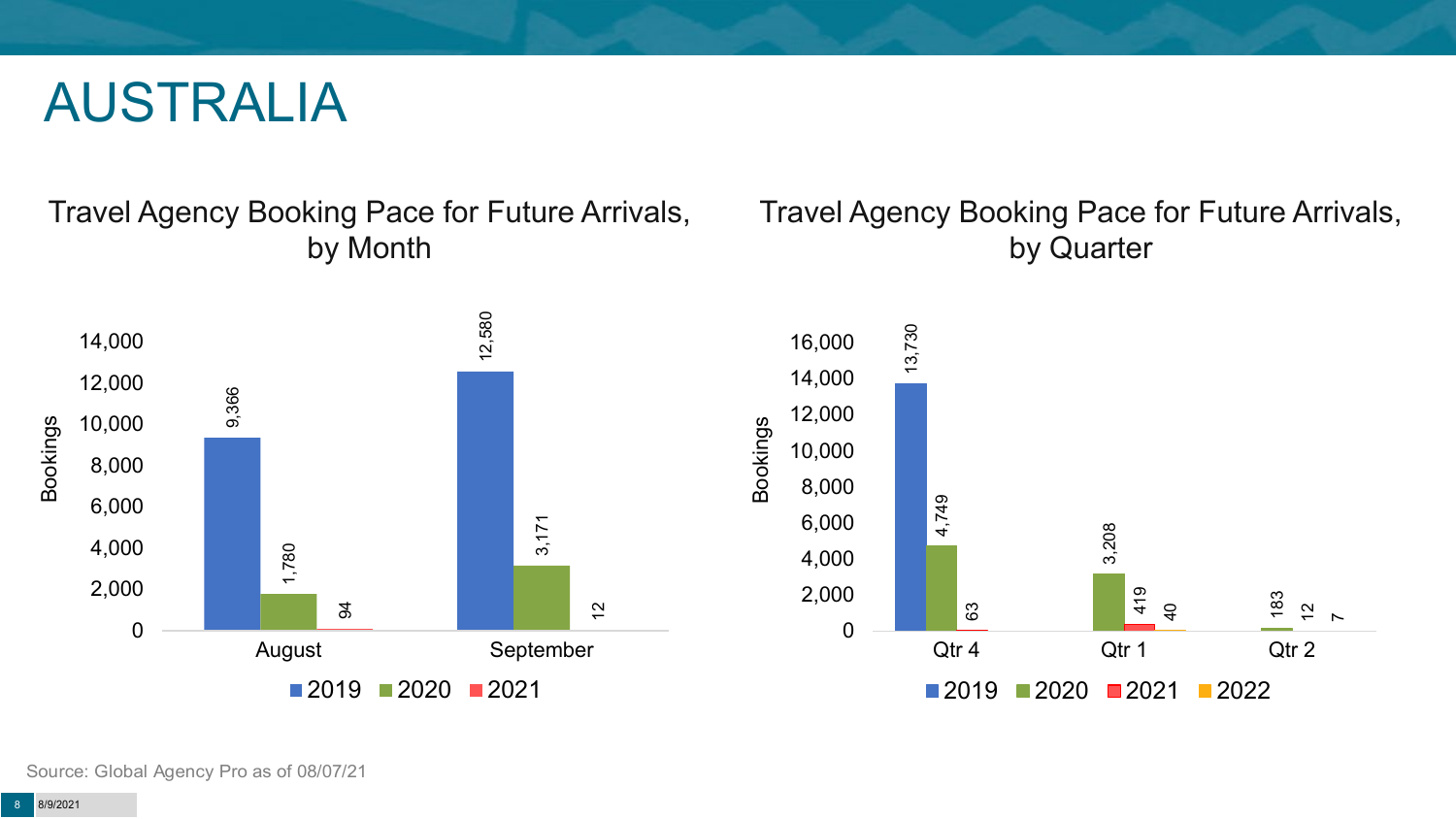# AUSTRALIA

## Travel Agency Booking Pace for Future Arrivals, by Month

| Month | 2019 | 2020 | 2021 |
|---|---|---|---|
| August | 9,366 | 1,780 | 94 |
| September | 12,580 | 3,171 | 12 |

## Travel Agency Booking Pace for Future Arrivals, by Quarter

| Quarter | 2019 | 2020 | 2021 | 2022 |
|---|---|---|---|---|
| Qtr 4 | 13,730 | 4,749 | 63 | |
| Qtr 1 | | 3,208 | 419 | 40 |
| Qtr 2 | | 183 | 12 | 7 |

Source: Global Agency Pro as of 08/07/21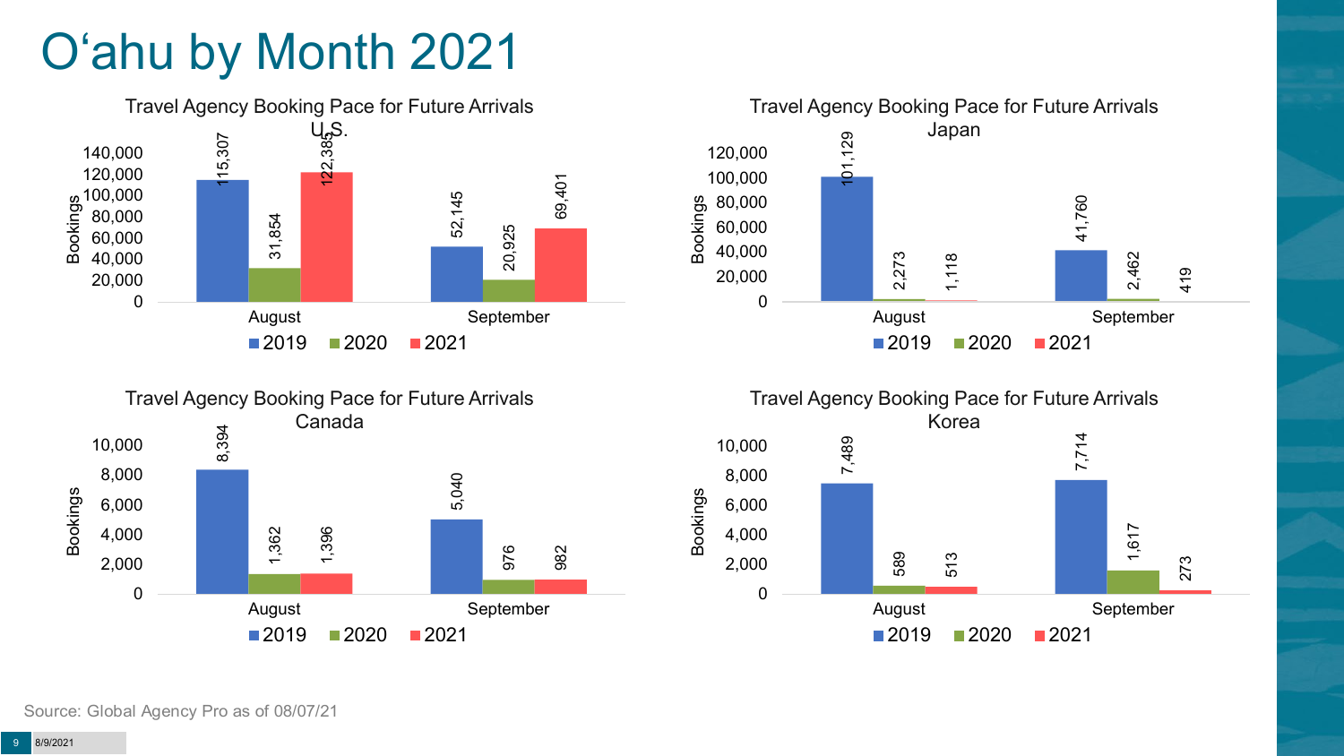# O'ahu by Month 2021

### Travel Agency Booking Pace for Future Arrivals U.S.

| Month | 2019 | 2020 | 2021 |
| --- | --- | --- | --- |
| August | 115,307 | 31,854 | 122,385 |
| September | 52,145 | 20,925 | 69,401 |

### Travel Agency Booking Pace for Future Arrivals Japan

| Month | 2019 | 2020 | 2021 |
| --- | --- | --- | --- |
| August | 101,129 | 2,273 | 1,118 |
| September | 41,760 | 2,462 | 419 |

### Travel Agency Booking Pace for Future Arrivals Canada

| Month | 2019 | 2020 | 2021 |
| --- | --- | --- | --- |
| August | 8,394 | 1,362 | 1,396 |
| September | 5,040 | 976 | 982 |

### Travel Agency Booking Pace for Future Arrivals Korea

| Month | 2019 | 2020 | 2021 |
| --- | --- | --- | --- |
| August | 7,489 | 589 | 513 |
| September | 7,714 | 1,617 | 273 |

Source: Global Agency Pro as of 08/07/21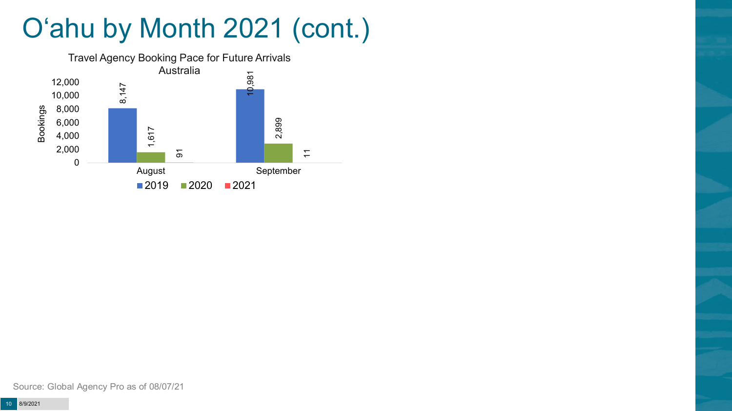# O'ahu by Month 2021 (cont.)

Travel Agency Booking Pace for Future Arrivals
Australia

| Month | 2019 | 2020 | 2021 |
|---|---|---|---|
| August | 8,147 | 1,617 | 91 |
| September | 10,981 | 2,899 | 11 |

Source: Global Agency Pro as of 08/07/21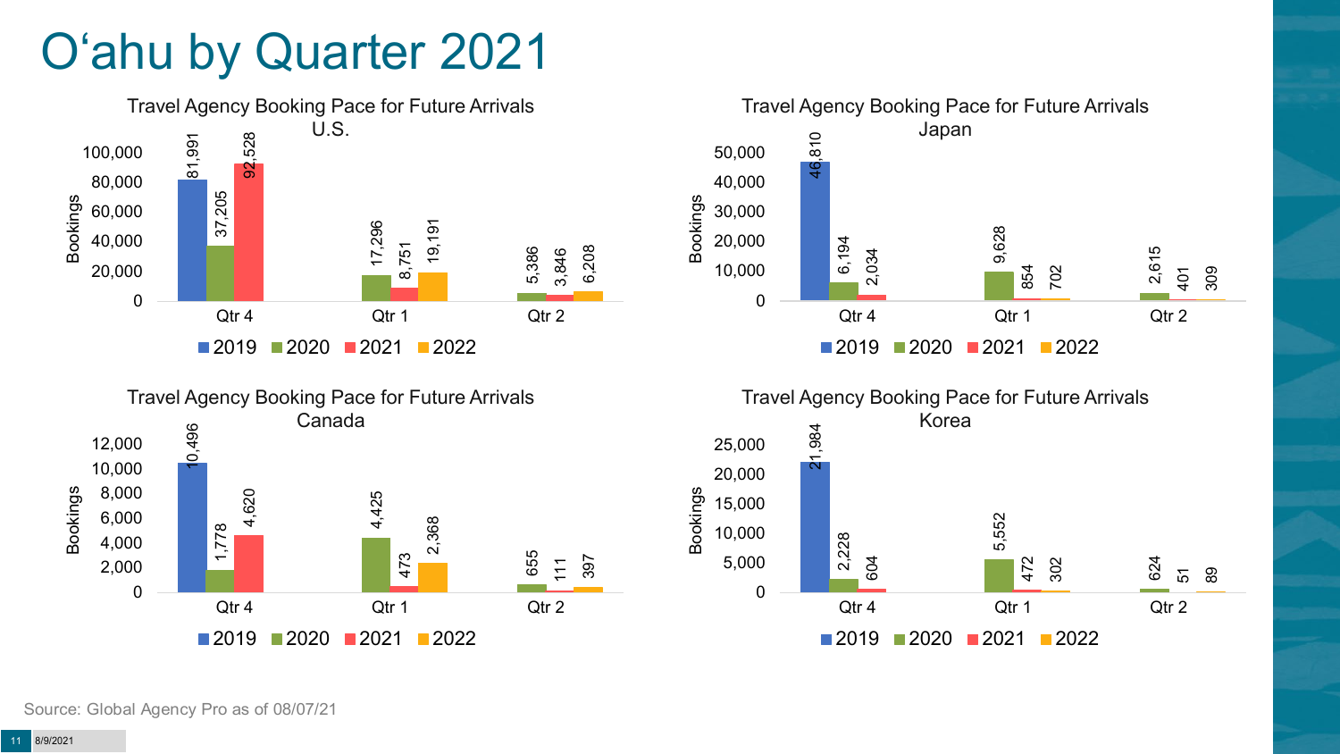# O'ahu by Quarter 2021

### Travel Agency Booking Pace for Future Arrivals U.S.

| Bookings | 2019 | 2020 | 2021 | 2022 |
|---|---|---|---|---|
| Qtr 4 | 81,991 | 37,205 | 92,528 | |
| Qtr 1 | | 17,296 | 8,751 | 19,191 |
| Qtr 2 | | 5,386 | 3,846 | 6,208 |

### Travel Agency Booking Pace for Future Arrivals Japan

| Bookings | 2019 | 2020 | 2021 | 2022 |
|---|---|---|---|---|
| Qtr 4 | 46,810 | 6,194 | 2,034 | |
| Qtr 1 | | 9,628 | 854 | 702 |
| Qtr 2 | | 2,615 | 401 | 309 |

### Travel Agency Booking Pace for Future Arrivals Canada

| Bookings | 2019 | 2020 | 2021 | 2022 |
|---|---|---|---|---|
| Qtr 4 | 10,496 | 1,778 | 4,620 | |
| Qtr 1 | | 4,425 | 473 | 2,368 |
| Qtr 2 | | 655 | 111 | 397 |

### Travel Agency Booking Pace for Future Arrivals Korea

| Bookings | 2019 | 2020 | 2021 | 2022 |
|---|---|---|---|---|
| Qtr 4 | 21,984 | 2,228 | 604 | |
| Qtr 1 | | 5,552 | 472 | 302 |
| Qtr 2 | | 624 | 51 | 89 |

Source: Global Agency Pro as of 08/07/21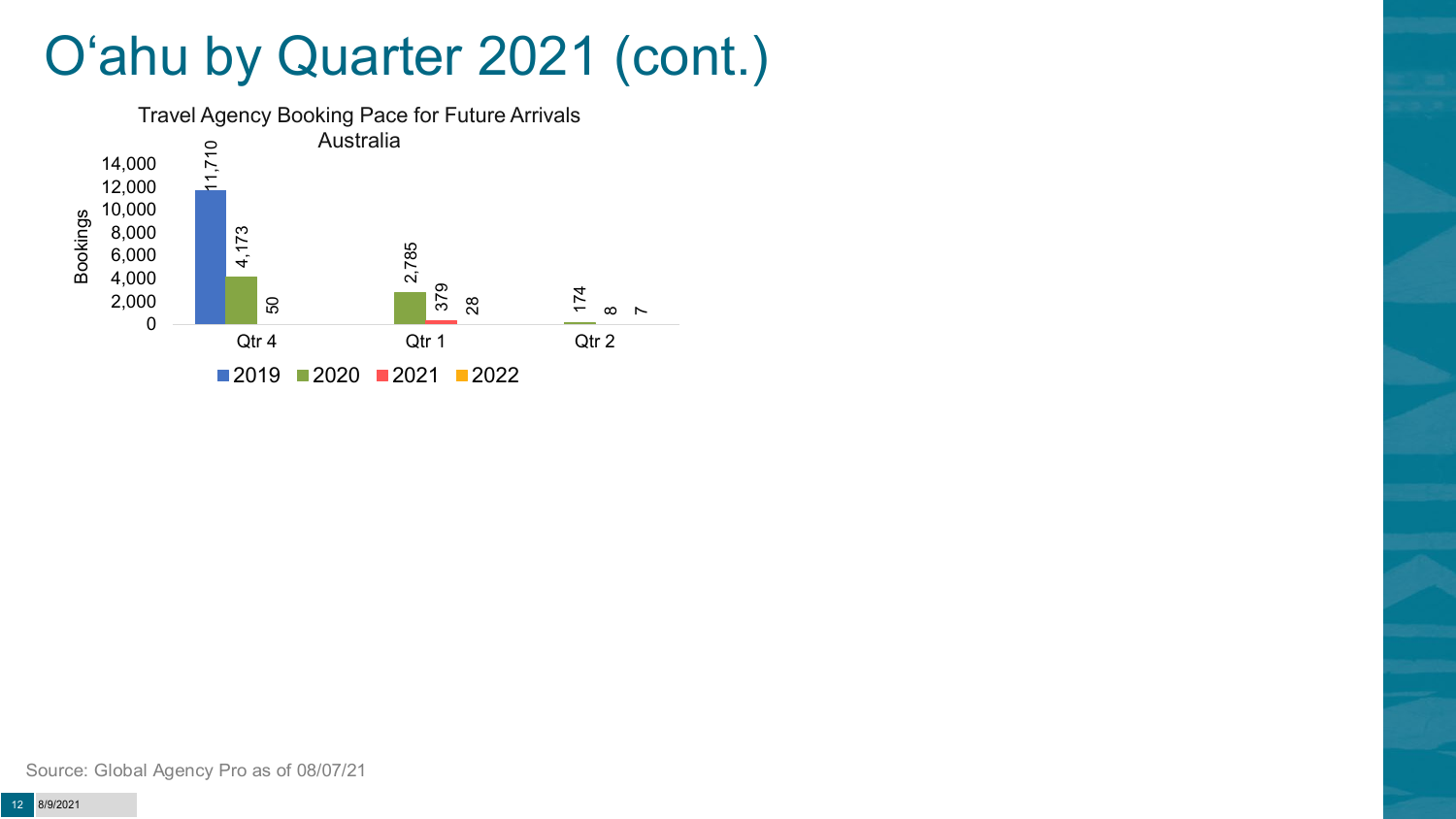# O‘ahu by Quarter 2021 (cont.)

**Travel Agency Booking Pace for Future Arrivals**
**Australia**

| Quarter | 2019 | 2020 | 2021 | 2022 |
| --- | --- | --- | --- | --- |
| Qtr 4 | 11,710 | 4,173 | 50 | |
| Qtr 1 | | 2,785 | 379 | 28 |
| Qtr 2 | | 174 | 8 | 7 |

Y-axis: Bookings

Source: Global Agency Pro as of 08/07/21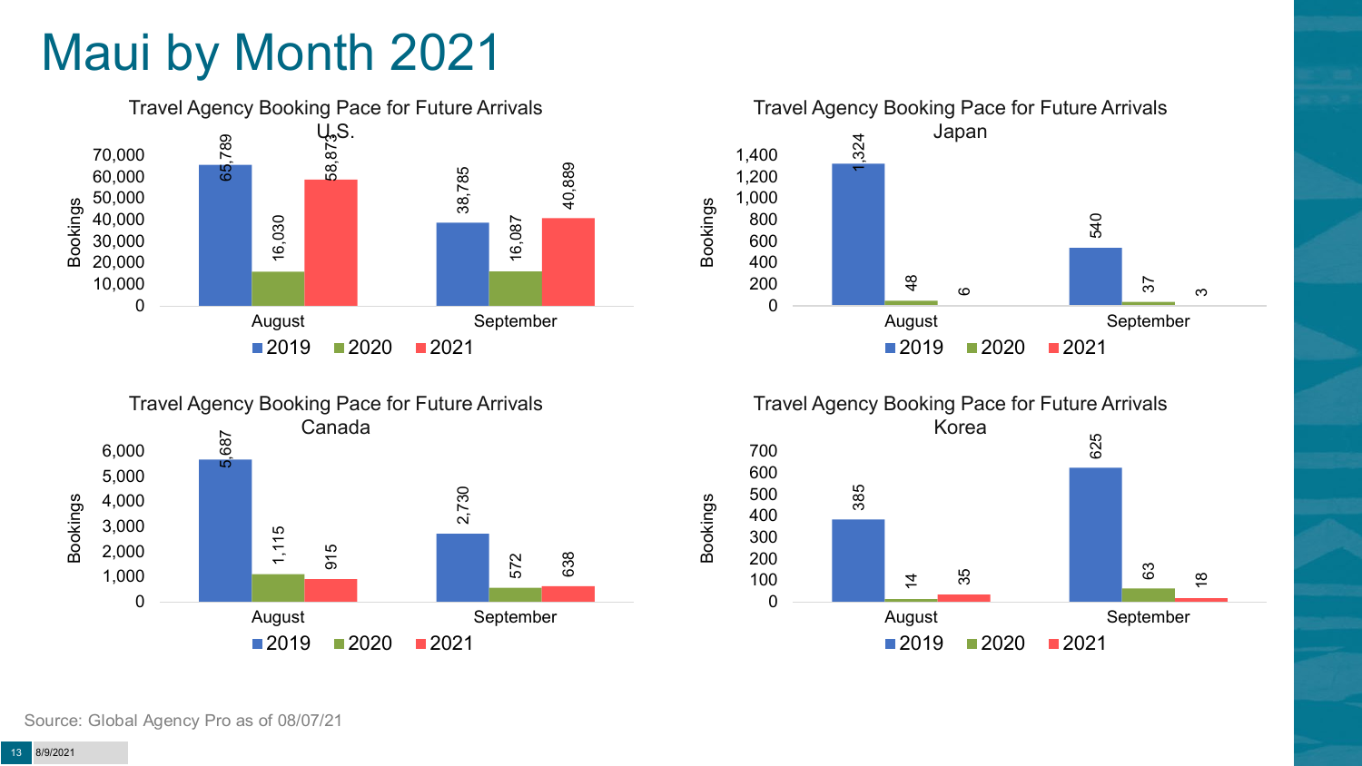# Maui by Month 2021

### Travel Agency Booking Pace for Future Arrivals U.S.

| Month | 2019 | 2020 | 2021 |
|---|---|---|---|
| August | 65,789 | 16,030 | 58,873 |
| September | 38,785 | 16,087 | 40,889 |

### Travel Agency Booking Pace for Future Arrivals Japan

| Month | 2019 | 2020 | 2021 |
|---|---|---|---|
| August | 1,324 | 48 | 6 |
| September | 540 | 37 | 3 |

### Travel Agency Booking Pace for Future Arrivals Canada

| Month | 2019 | 2020 | 2021 |
|---|---|---|---|
| August | 5,687 | 1,115 | 915 |
| September | 2,730 | 572 | 638 |

### Travel Agency Booking Pace for Future Arrivals Korea

| Month | 2019 | 2020 | 2021 |
|---|---|---|---|
| August | 385 | 14 | 35 |
| September | 625 | 63 | 18 |

Source: Global Agency Pro as of 08/07/21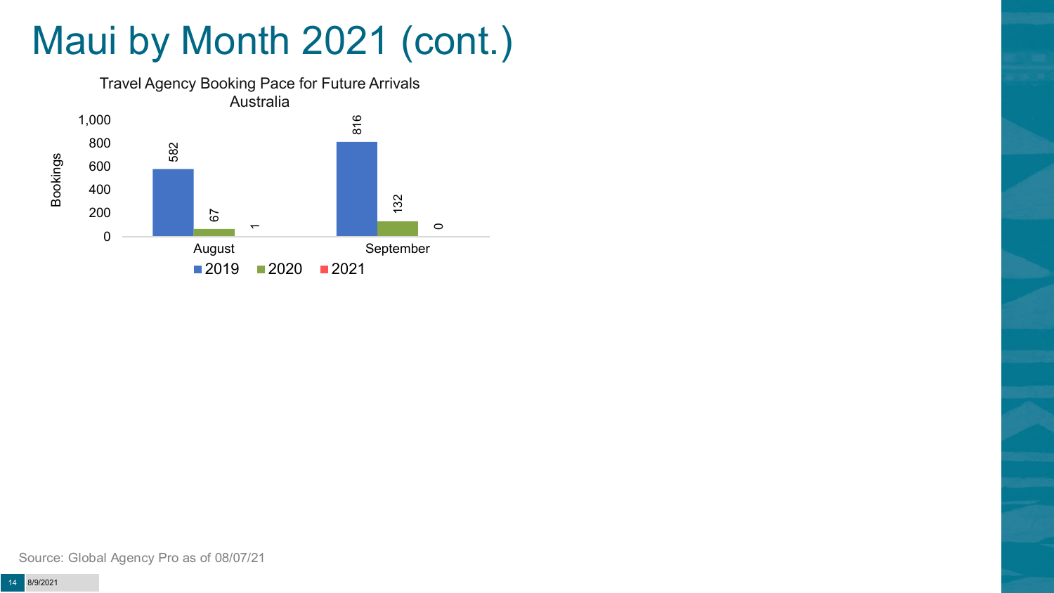# Maui by Month 2021 (cont.)

Travel Agency Booking Pace for Future Arrivals
Australia

| Bookings | 2019 | 2020 | 2021 |
| --- | --- | --- | --- |
| August | 582 | 67 | 1 |
| September | 816 | 132 | 0 |

Source: Global Agency Pro as of 08/07/21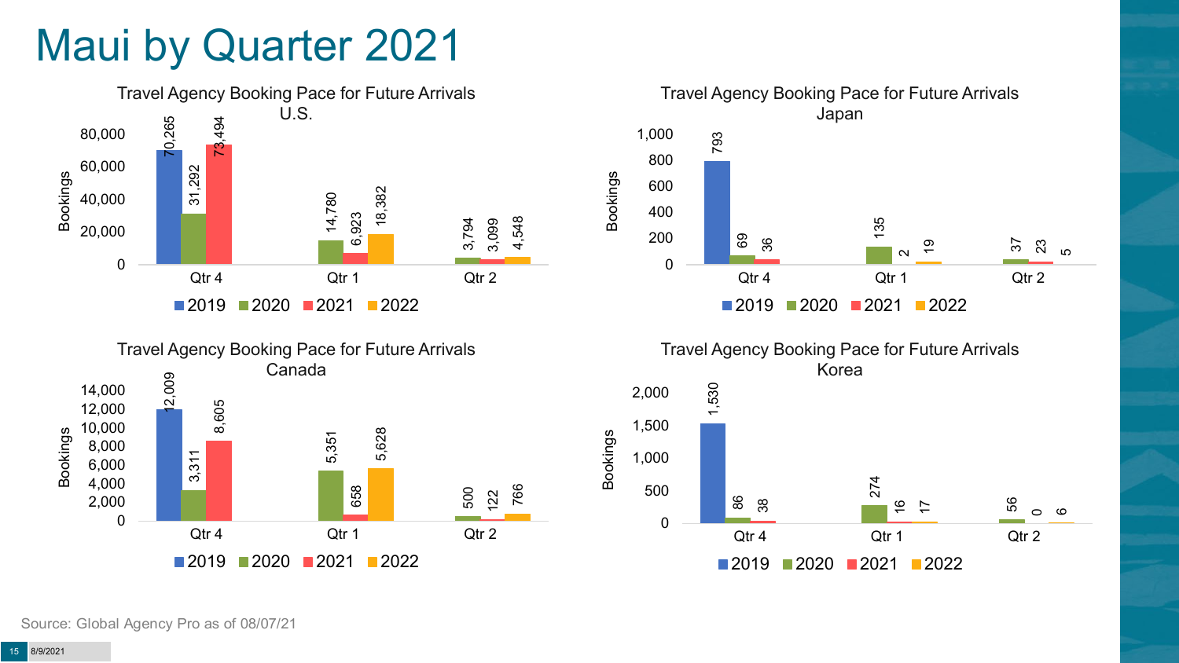# Maui by Quarter 2021

### Travel Agency Booking Pace for Future Arrivals U.S.

| Bookings | 2019 | 2020 | 2021 | 2022 |
|---|---|---|---|---|
| Qtr 4 | 70,265 | 31,292 | 73,494 | |
| Qtr 1 | | 14,780 | 6,923 | 18,382 |
| Qtr 2 | | 3,794 | 3,099 | 4,548 |

### Travel Agency Booking Pace for Future Arrivals Japan

| Bookings | 2019 | 2020 | 2021 | 2022 |
|---|---|---|---|---|
| Qtr 4 | 793 | 69 | 36 | |
| Qtr 1 | | 135 | 2 | 19 |
| Qtr 2 | | 37 | 23 | 5 |

### Travel Agency Booking Pace for Future Arrivals Canada

| Bookings | 2019 | 2020 | 2021 | 2022 |
|---|---|---|---|---|
| Qtr 4 | 12,009 | 3,311 | 8,605 | |
| Qtr 1 | | 5,351 | 658 | 5,628 |
| Qtr 2 | | 500 | 122 | 766 |

### Travel Agency Booking Pace for Future Arrivals Korea

| Bookings | 2019 | 2020 | 2021 | 2022 |
|---|---|---|---|---|
| Qtr 4 | 1,530 | 86 | 38 | |
| Qtr 1 | | 274 | 16 | 17 |
| Qtr 2 | | 56 | 0 | 6 |

Source: Global Agency Pro as of 08/07/21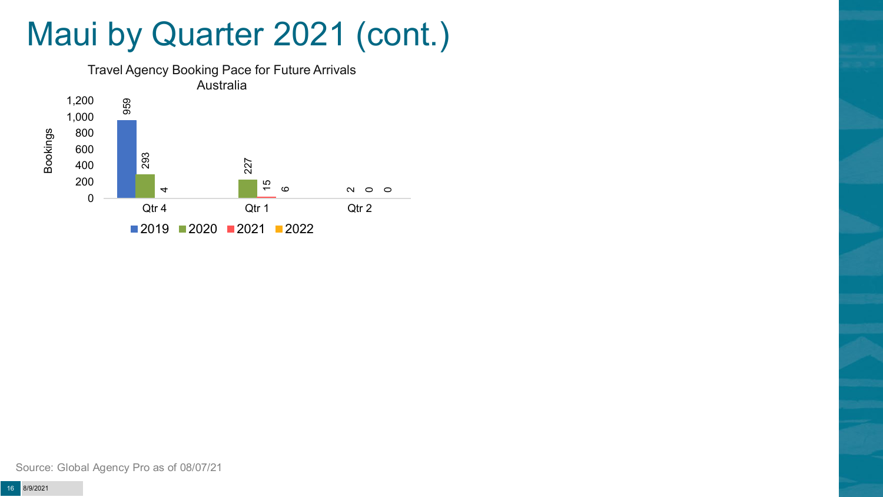# Maui by Quarter 2021 (cont.)

Travel Agency Booking Pace for Future Arrivals
Australia

| Bookings | 2019 | 2020 | 2021 | 2022 |
| --- | --- | --- | --- | --- |
| Qtr 4 | 959 | 293 | 4 | |
| Qtr 1 | | 227 | 15 | 6 |
| Qtr 2 | | 2 | 0 | 0 |

Source: Global Agency Pro as of 08/07/21

8/9/2021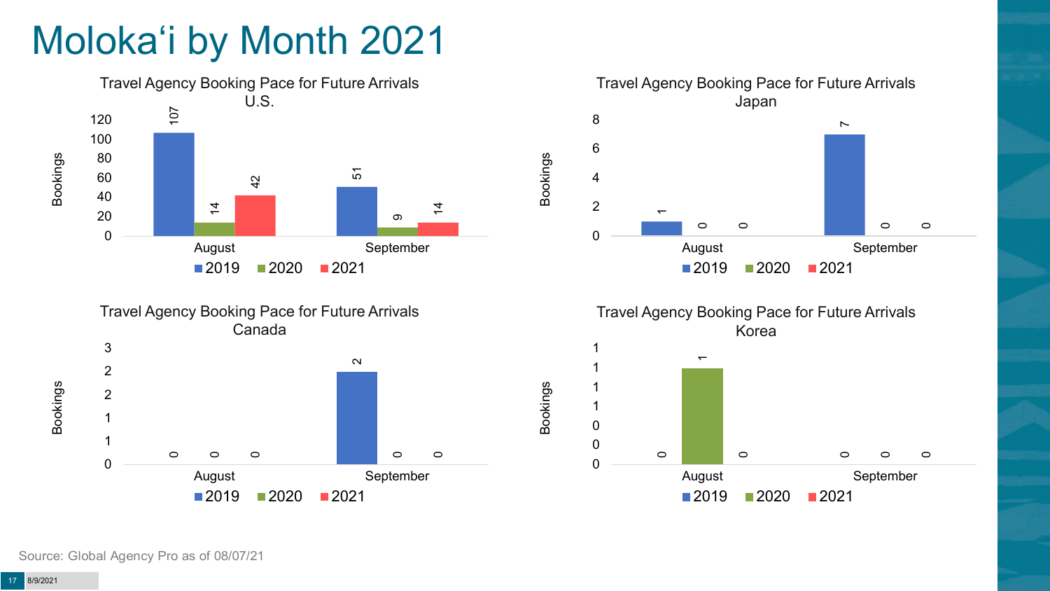# Moloka'i by Month 2021

### Travel Agency Booking Pace for Future Arrivals U.S.

| Bookings | 2019 | 2020 | 2021 |
| --- | --- | --- | --- |
| August | 107 | 14 | 42 |
| September | 51 | 9 | 14 |

### Travel Agency Booking Pace for Future Arrivals Japan

| Bookings | 2019 | 2020 | 2021 |
| --- | --- | --- | --- |
| August | 1 | 0 | 0 |
| September | 7 | 0 | 0 |

### Travel Agency Booking Pace for Future Arrivals Canada

| Bookings | 2019 | 2020 | 2021 |
| --- | --- | --- | --- |
| August | 0 | 0 | 0 |
| September | 2 | 0 | 0 |

### Travel Agency Booking Pace for Future Arrivals Korea

| Bookings | 2019 | 2020 | 2021 |
| --- | --- | --- | --- |
| August | 0 | 1 | 0 |
| September | 0 | 0 | 0 |

Source: Global Agency Pro as of 08/07/21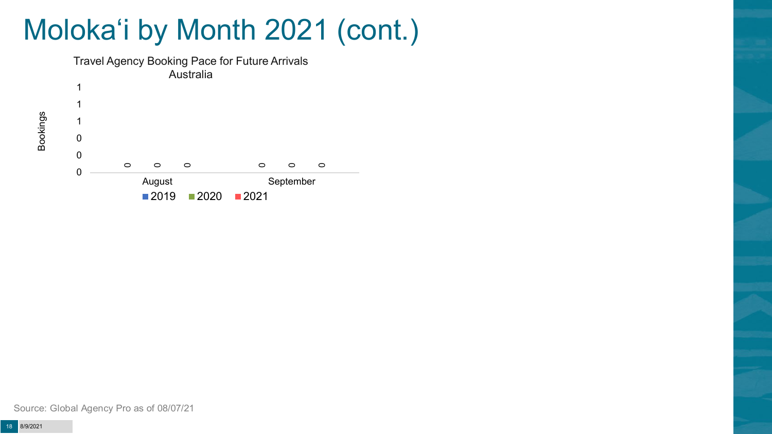# Molokaʻi by Month 2021 (cont.)

**Travel Agency Booking Pace for Future Arrivals**
**Australia**

| | 2019 | 2020 | 2021 |
|---|---|---|---|
| August | 0 | 0 | 0 |
| September | 0 | 0 | 0 |

Source: Global Agency Pro as of 08/07/21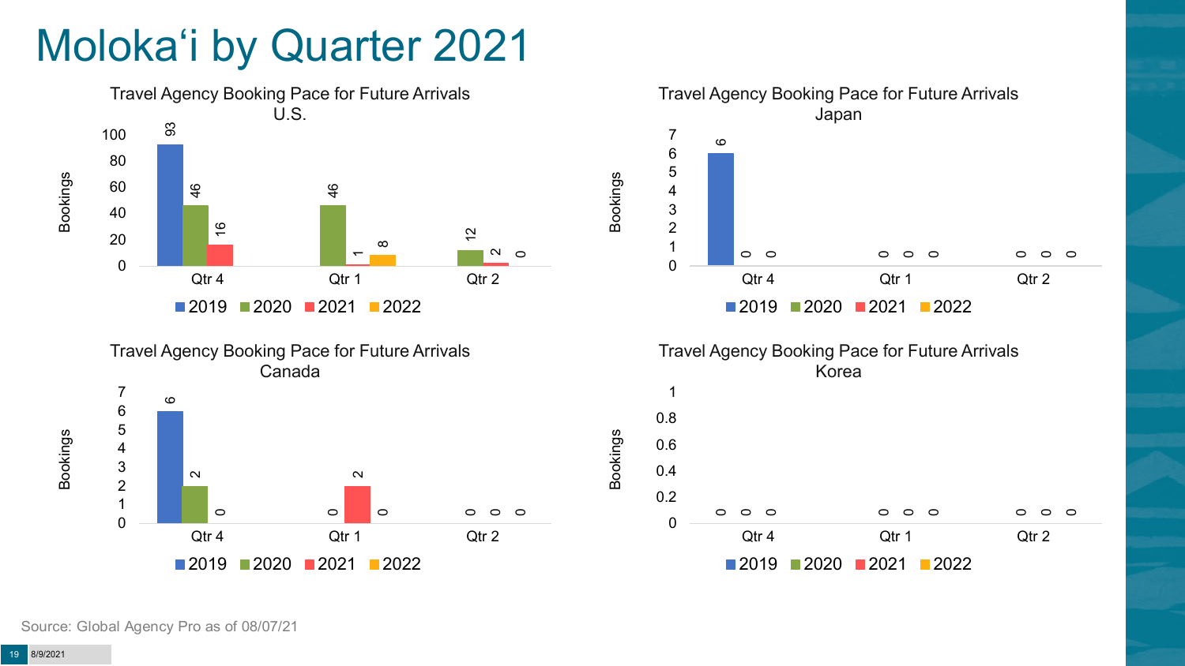# Moloka'i by Quarter 2021

### Travel Agency Booking Pace for Future Arrivals U.S.

| Bookings | 2019 | 2020 | 2021 | 2022 |
|---|---|---|---|---|
| Qtr 4 | 93 | 46 | 16 | |
| Qtr 1 | | 46 | 1 | 8 |
| Qtr 2 | | 12 | 2 | 0 |

### Travel Agency Booking Pace for Future Arrivals Japan

| Bookings | 2019 | 2020 | 2021 | 2022 |
|---|---|---|---|---|
| Qtr 4 | 6 | 0 | 0 | |
| Qtr 1 | | 0 | 0 | 0 |
| Qtr 2 | | 0 | 0 | 0 |

### Travel Agency Booking Pace for Future Arrivals Canada

| Bookings | 2019 | 2020 | 2021 | 2022 |
|---|---|---|---|---|
| Qtr 4 | 6 | 2 | 0 | |
| Qtr 1 | | 0 | 2 | 0 |
| Qtr 2 | | 0 | 0 | 0 |

### Travel Agency Booking Pace for Future Arrivals Korea

| Bookings | 2019 | 2020 | 2021 | 2022 |
|---|---|---|---|---|
| Qtr 4 | 0 | 0 | 0 | |
| Qtr 1 | | 0 | 0 | 0 |
| Qtr 2 | | 0 | 0 | 0 |

Source: Global Agency Pro as of 08/07/21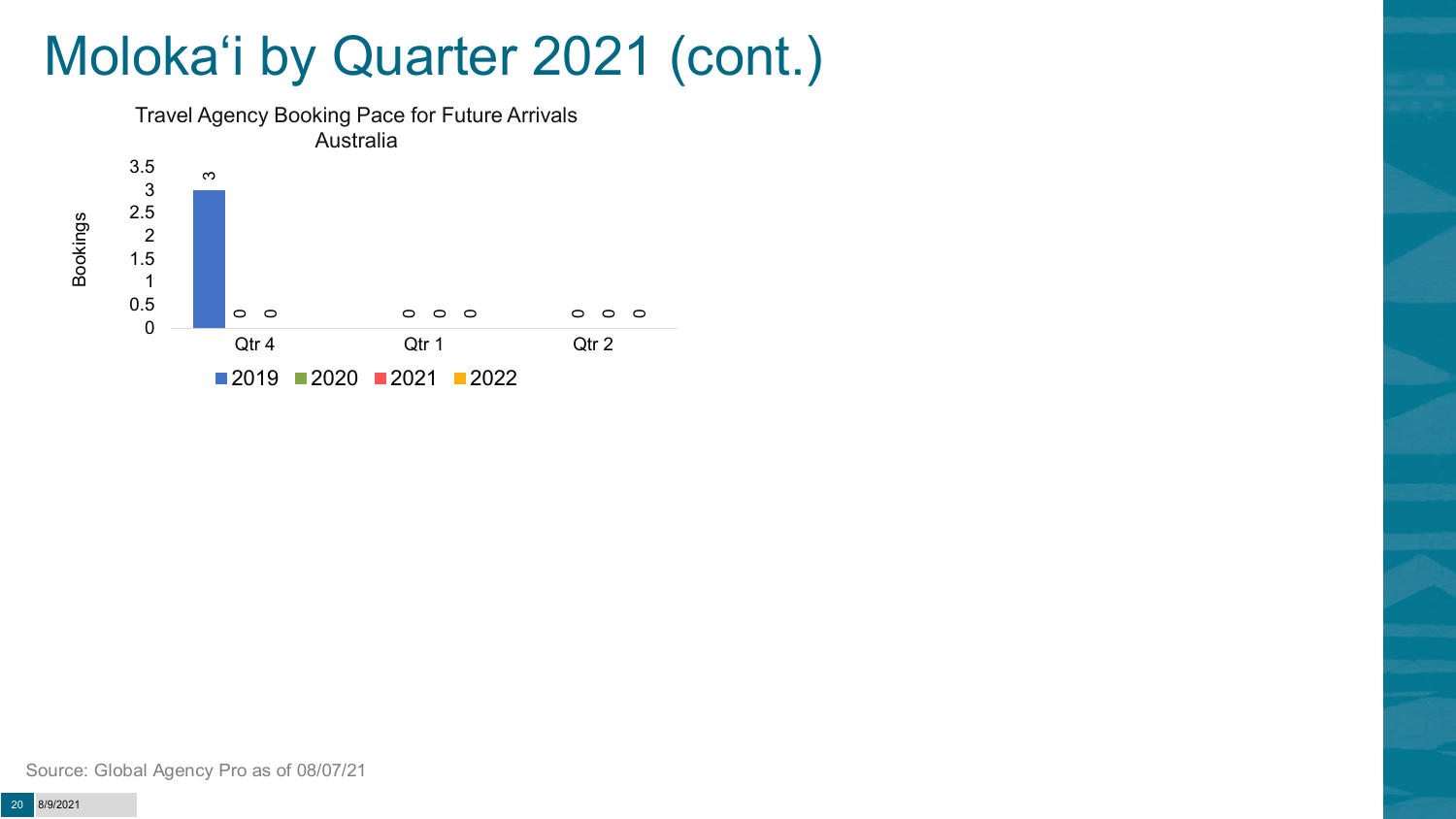# Molokaʻi by Quarter 2021 (cont.)

Travel Agency Booking Pace for Future Arrivals
Australia

| Bookings | 2019 | 2020 | 2021 | 2022 |
|---|---|---|---|---|
| Qtr 4 | 3 | 0 | 0 | |
| Qtr 1 | | 0 | 0 | 0 |
| Qtr 2 | | 0 | 0 | 0 |

Source: Global Agency Pro as of 08/07/21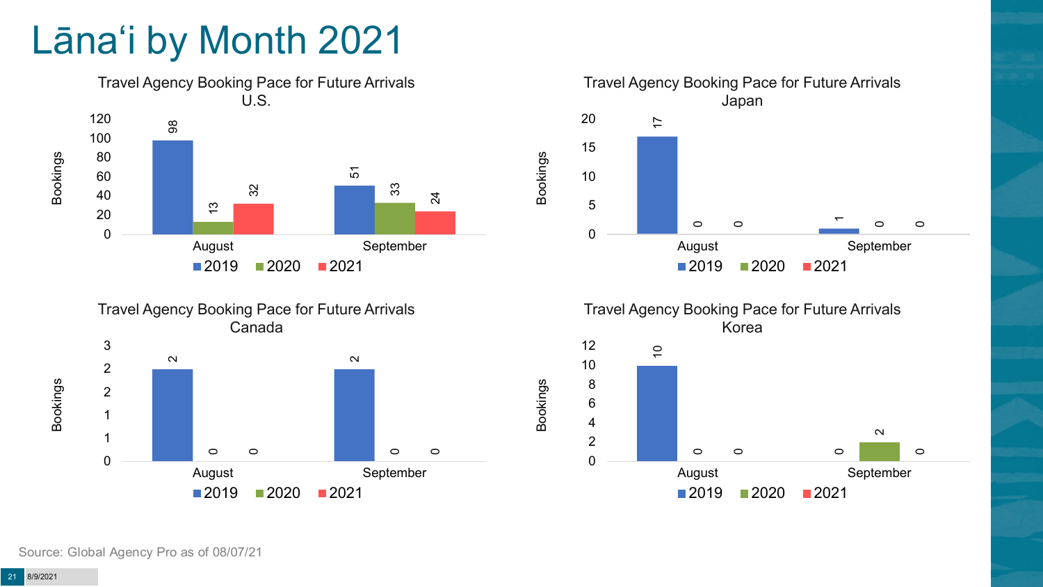# Lānaʻi by Month 2021

### Travel Agency Booking Pace for Future Arrivals U.S.

| Bookings | 2019 | 2020 | 2021 |
| --- | --- | --- | --- |
| August | 98 | 13 | 32 |
| September | 51 | 33 | 24 |

### Travel Agency Booking Pace for Future Arrivals Japan

| Bookings | 2019 | 2020 | 2021 |
| --- | --- | --- | --- |
| August | 17 | 0 | 0 |
| September | 1 | 0 | 0 |

### Travel Agency Booking Pace for Future Arrivals Canada

| Bookings | 2019 | 2020 | 2021 |
| --- | --- | --- | --- |
| August | 2 | 0 | 0 |
| September | 2 | 0 | 0 |

### Travel Agency Booking Pace for Future Arrivals Korea

| Bookings | 2019 | 2020 | 2021 |
| --- | --- | --- | --- |
| August | 10 | 0 | 0 |
| September | 0 | 2 | 0 |

Source: Global Agency Pro as of 08/07/21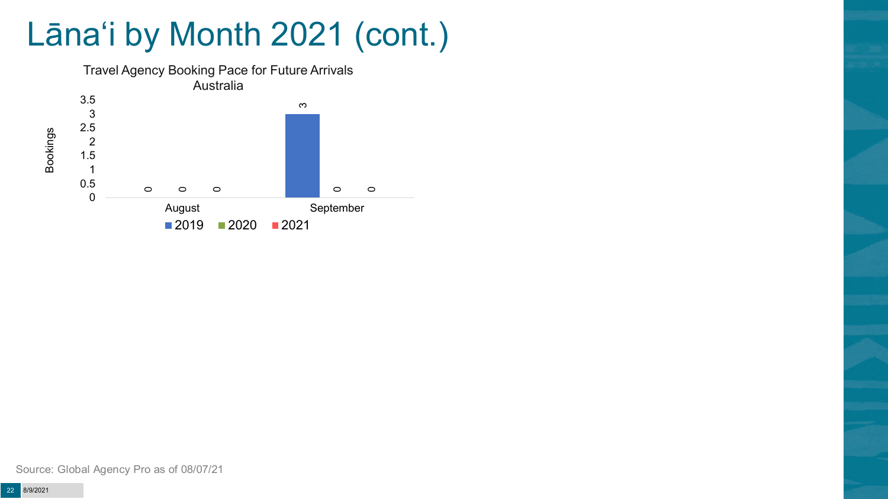# Lānaʻi by Month 2021 (cont.)

Travel Agency Booking Pace for Future Arrivals
Australia

| Month | 2019 | 2020 | 2021 |
|---|---|---|---|
| August | 0 | 0 | 0 |
| September | 3 | 0 | 0 |

Source: Global Agency Pro as of 08/07/21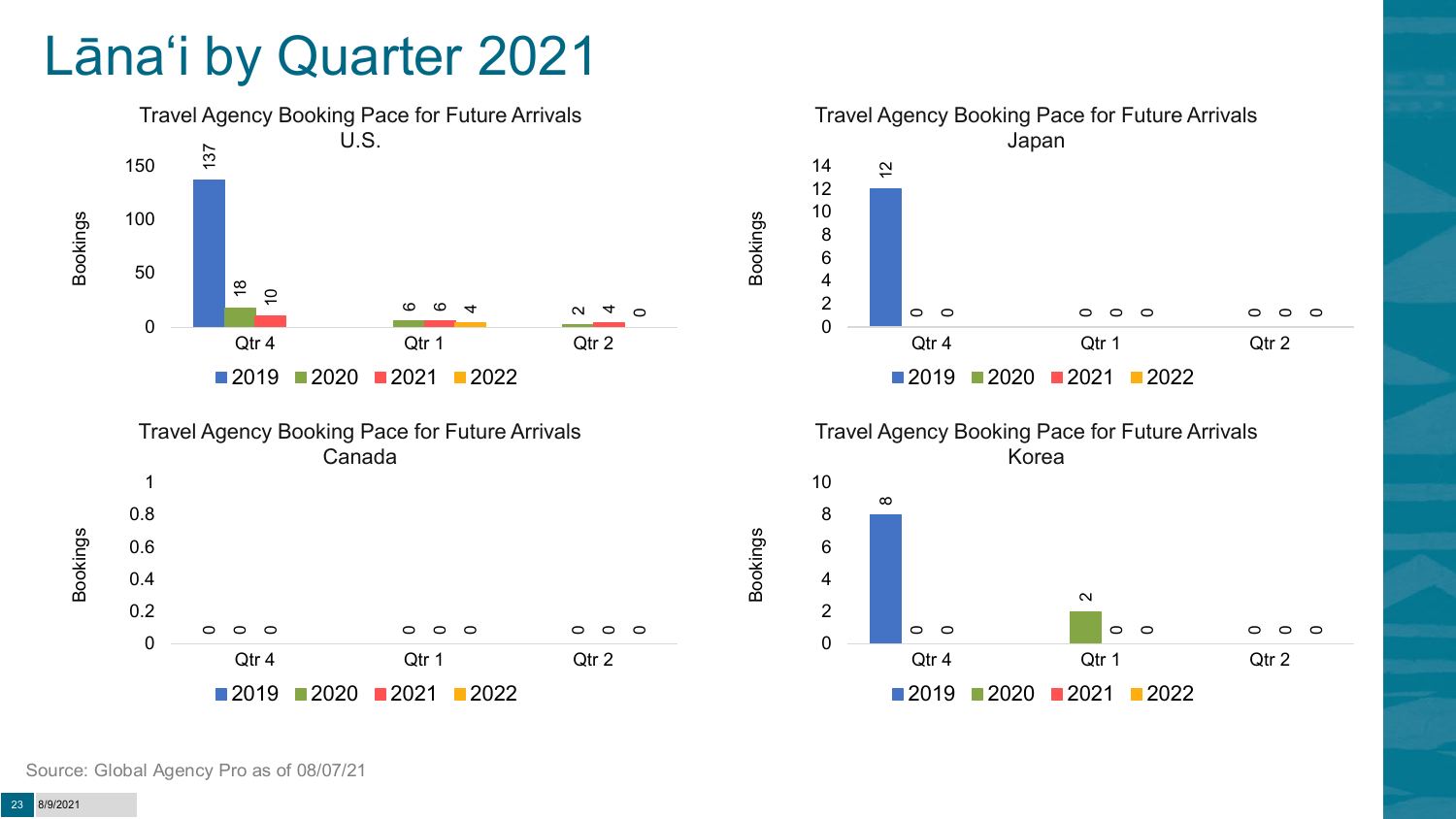# Lānaʻi by Quarter 2021

**Travel Agency Booking Pace for Future Arrivals U.S.**

| Bookings | 2019 | 2020 | 2021 | 2022 |
|---|---|---|---|---|
| Qtr 4 | 137 | 18 | 10 | |
| Qtr 1 | | 6 | 6 | 4 |
| Qtr 2 | | 2 | 4 | 0 |

**Travel Agency Booking Pace for Future Arrivals Japan**

| Bookings | 2019 | 2020 | 2021 | 2022 |
|---|---|---|---|---|
| Qtr 4 | 12 | 0 | 0 | |
| Qtr 1 | | 0 | 0 | 0 |
| Qtr 2 | | 0 | 0 | 0 |

**Travel Agency Booking Pace for Future Arrivals Canada**

| Bookings | 2019 | 2020 | 2021 | 2022 |
|---|---|---|---|---|
| Qtr 4 | 0 | 0 | 0 | |
| Qtr 1 | | 0 | 0 | 0 |
| Qtr 2 | | 0 | 0 | 0 |

**Travel Agency Booking Pace for Future Arrivals Korea**

| Bookings | 2019 | 2020 | 2021 | 2022 |
|---|---|---|---|---|
| Qtr 4 | 8 | 0 | 0 | |
| Qtr 1 | | 2 | 0 | 0 |
| Qtr 2 | | 0 | 0 | 0 |

Source: Global Agency Pro as of 08/07/21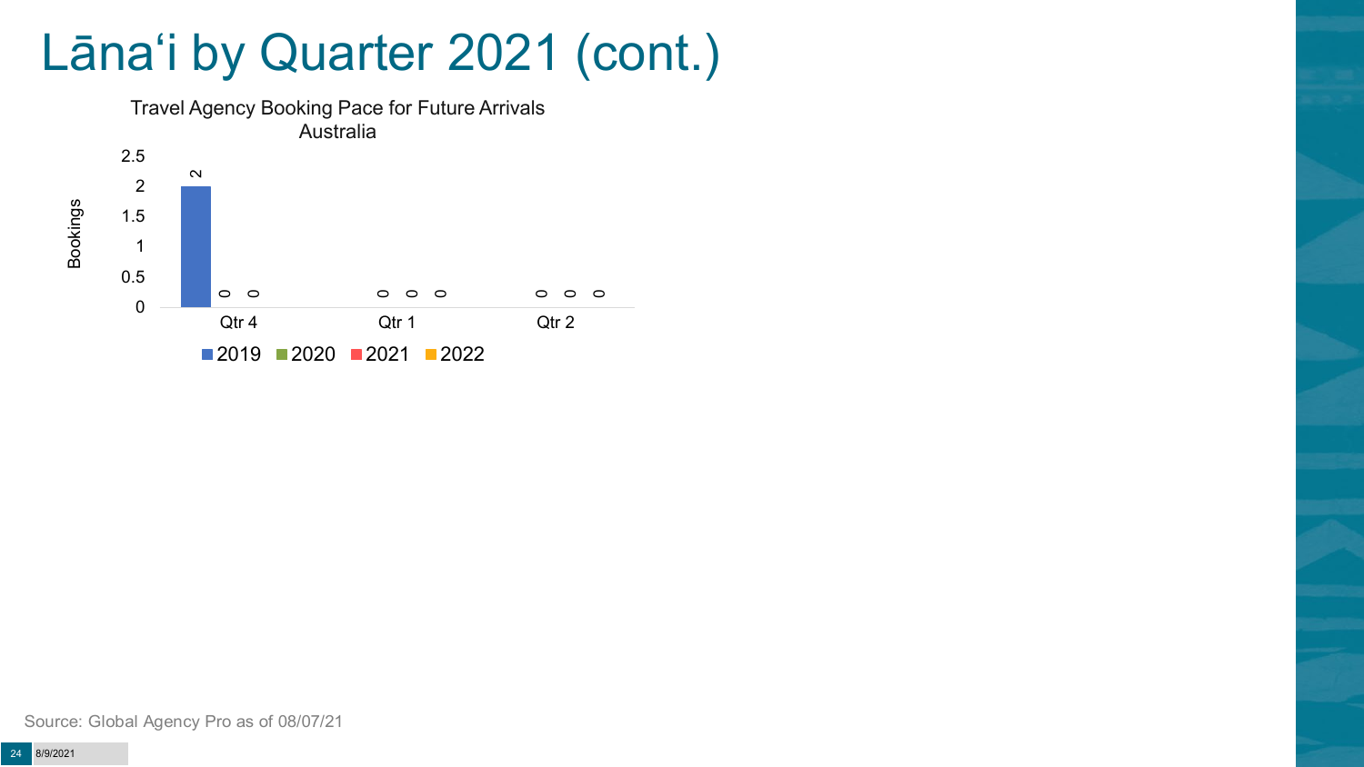# Lānaʻi by Quarter 2021 (cont.)

Travel Agency Booking Pace for Future Arrivals
Australia

| | 2019 | 2020 | 2021 | 2022 |
|---|---|---|---|---|
| Qtr 4 | 2 | 0 | 0 | |
| Qtr 1 | | 0 | 0 | 0 |
| Qtr 2 | | 0 | 0 | 0 |

Source: Global Agency Pro as of 08/07/21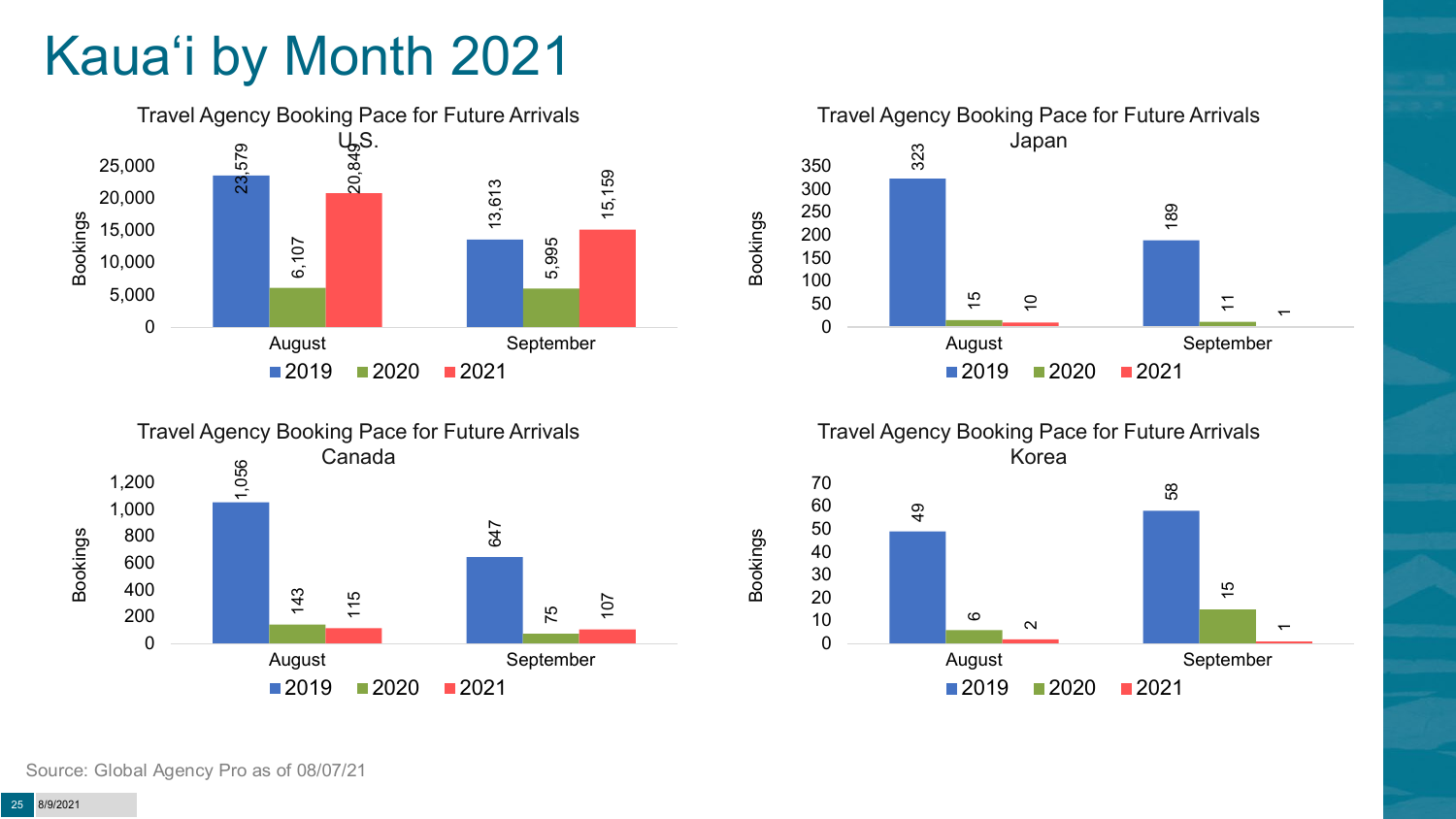# Kauaʻi by Month 2021

### Travel Agency Booking Pace for Future Arrivals U.S.

| Bookings | 2019 | 2020 | 2021 |
| --- | --- | --- | --- |
| August | 23,579 | 6,107 | 20,849 |
| September | 13,613 | 5,995 | 15,159 |

### Travel Agency Booking Pace for Future Arrivals Japan

| Bookings | 2019 | 2020 | 2021 |
| --- | --- | --- | --- |
| August | 323 | 15 | 10 |
| September | 189 | 11 | 1 |

### Travel Agency Booking Pace for Future Arrivals Canada

| Bookings | 2019 | 2020 | 2021 |
| --- | --- | --- | --- |
| August | 1,056 | 143 | 115 |
| September | 647 | 75 | 107 |

### Travel Agency Booking Pace for Future Arrivals Korea

| Bookings | 2019 | 2020 | 2021 |
| --- | --- | --- | --- |
| August | 49 | 6 | 2 |
| September | 58 | 15 | 1 |

Source: Global Agency Pro as of 08/07/21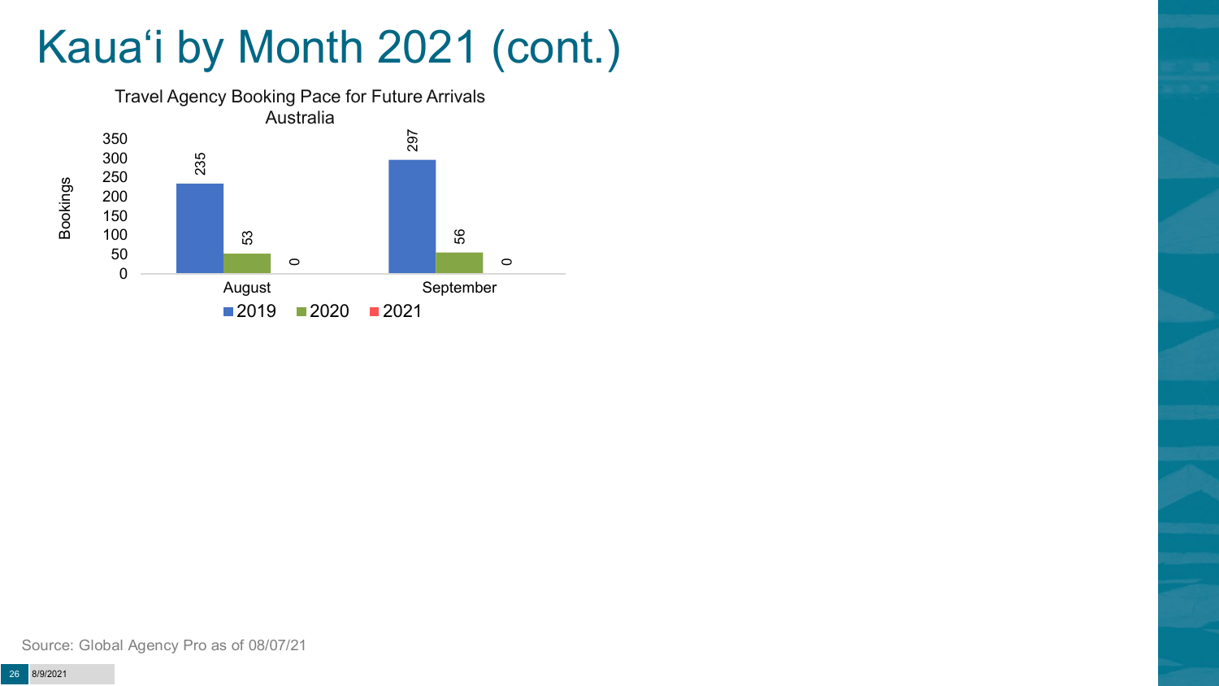# Kauaʻi by Month 2021 (cont.)

**Travel Agency Booking Pace for Future Arrivals**
**Australia**

| Bookings | 2019 | 2020 | 2021 |
|---|---|---|---|
| August | 235 | 53 | 0 |
| September | 297 | 56 | 0 |

Source: Global Agency Pro as of 08/07/21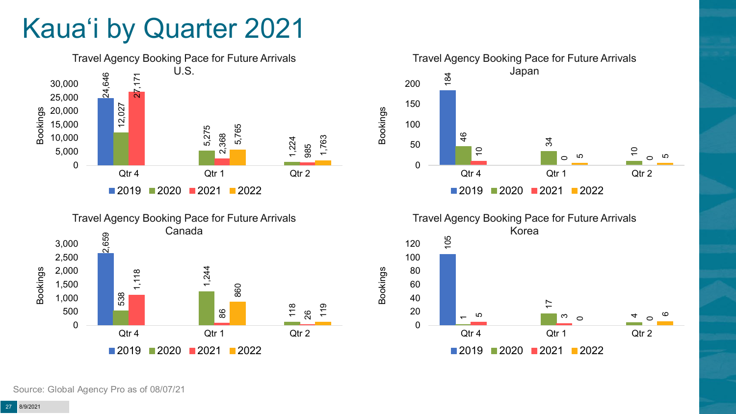# Kauaʻi by Quarter 2021

**Travel Agency Booking Pace for Future Arrivals U.S.**

| Bookings | 2019 | 2020 | 2021 | 2022 |
|---|---|---|---|---|
| Qtr 4 | 24,646 | 12,027 | 27,171 | |
| Qtr 1 | | 5,275 | 2,368 | 5,765 |
| Qtr 2 | | 1,224 | 985 | 1,763 |

**Travel Agency Booking Pace for Future Arrivals Japan**

| Bookings | 2019 | 2020 | 2021 | 2022 |
|---|---|---|---|---|
| Qtr 4 | 184 | 46 | 10 | |
| Qtr 1 | | 34 | 0 | 5 |
| Qtr 2 | | 10 | 0 | 5 |

**Travel Agency Booking Pace for Future Arrivals Canada**

| Bookings | 2019 | 2020 | 2021 | 2022 |
|---|---|---|---|---|
| Qtr 4 | 2,659 | 538 | 1,118 | |
| Qtr 1 | | 1,244 | 86 | 860 |
| Qtr 2 | | 118 | 26 | 119 |

**Travel Agency Booking Pace for Future Arrivals Korea**

| Bookings | 2019 | 2020 | 2021 | 2022 |
|---|---|---|---|---|
| Qtr 4 | 105 | 1 | 5 | |
| Qtr 1 | | 17 | 3 | 0 |
| Qtr 2 | | 4 | 0 | 6 |

Source: Global Agency Pro as of 08/07/21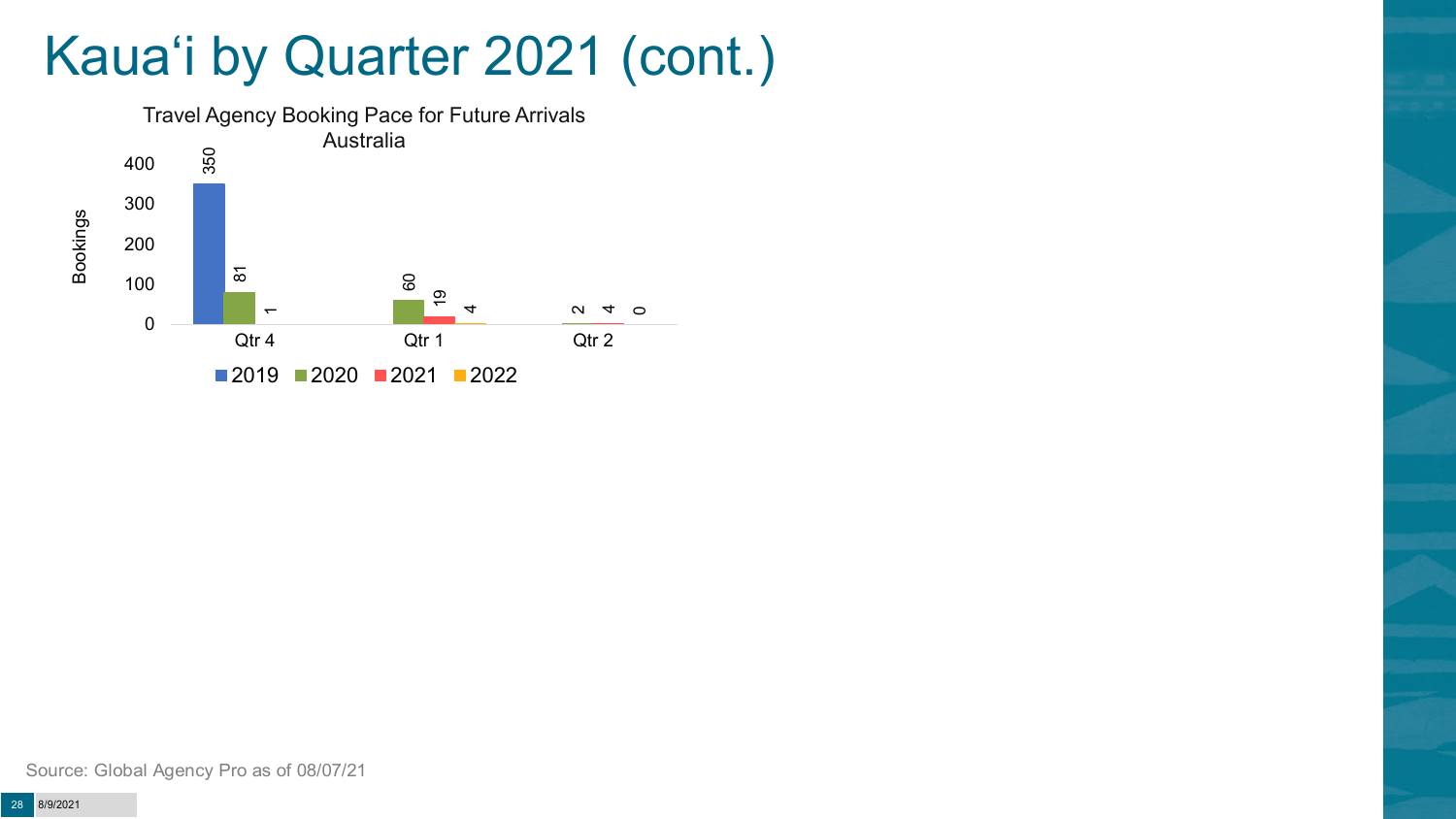# Kauaʻi by Quarter 2021 (cont.)

Travel Agency Booking Pace for Future Arrivals
Australia

| Bookings | 2019 | 2020 | 2021 | 2022 |
|---|---|---|---|---|
| Qtr 4 | 350 | 81 | 1 | |
| Qtr 1 | | 60 | 19 | 4 |
| Qtr 2 | | | 2 | 4 | 0 |

Source: Global Agency Pro as of 08/07/21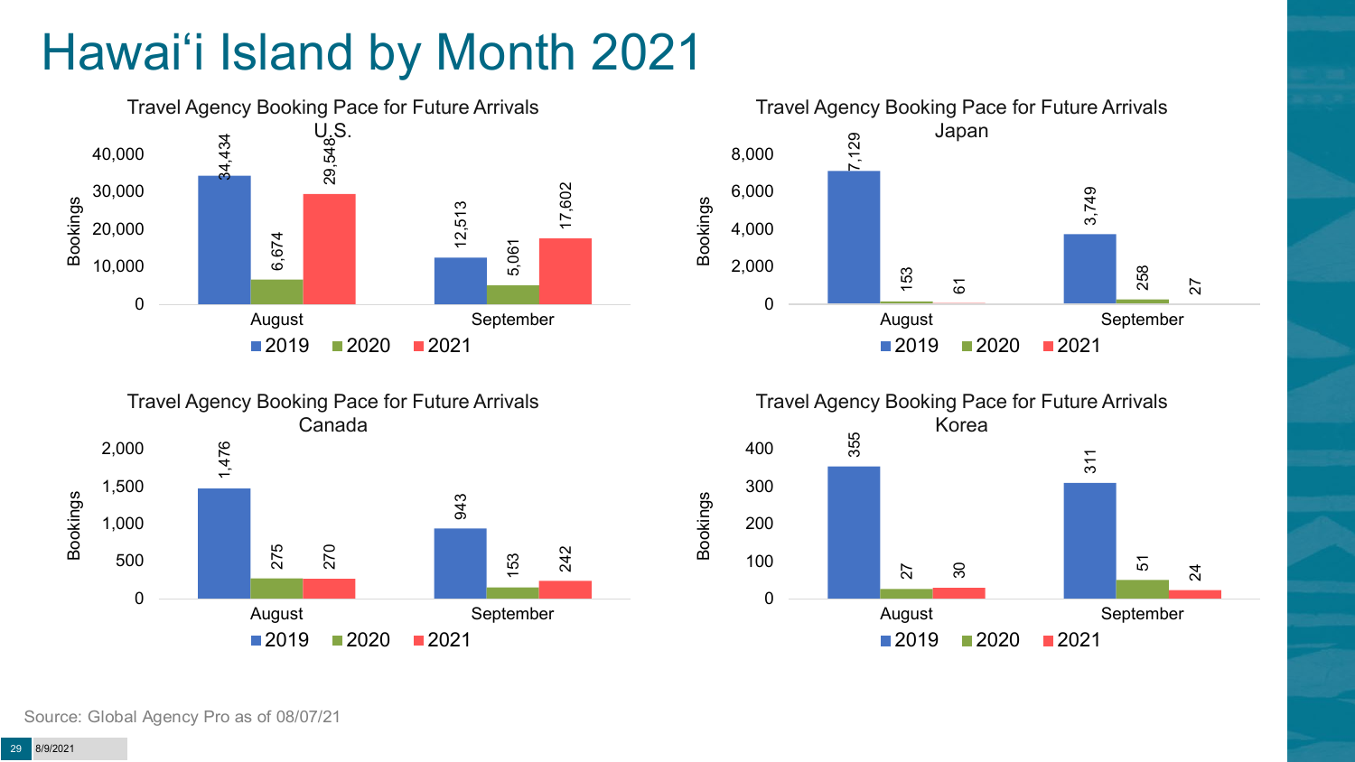# Hawai'i Island by Month 2021

### Travel Agency Booking Pace for Future Arrivals U.S.

| Bookings | 2019 | 2020 | 2021 |
|---|---|---|---|
| August | 34,434 | 6,674 | 29,548 |
| September | 12,513 | 5,061 | 17,602 |

### Travel Agency Booking Pace for Future Arrivals Japan

| Bookings | 2019 | 2020 | 2021 |
|---|---|---|---|
| August | 7,129 | 153 | 61 |
| September | 3,749 | 258 | 27 |

### Travel Agency Booking Pace for Future Arrivals Canada

| Bookings | 2019 | 2020 | 2021 |
|---|---|---|---|
| August | 1,476 | 275 | 270 |
| September | 943 | 153 | 242 |

### Travel Agency Booking Pace for Future Arrivals Korea

| Bookings | 2019 | 2020 | 2021 |
|---|---|---|---|
| August | 355 | 27 | 30 |
| September | 311 | 51 | 24 |

Source: Global Agency Pro as of 08/07/21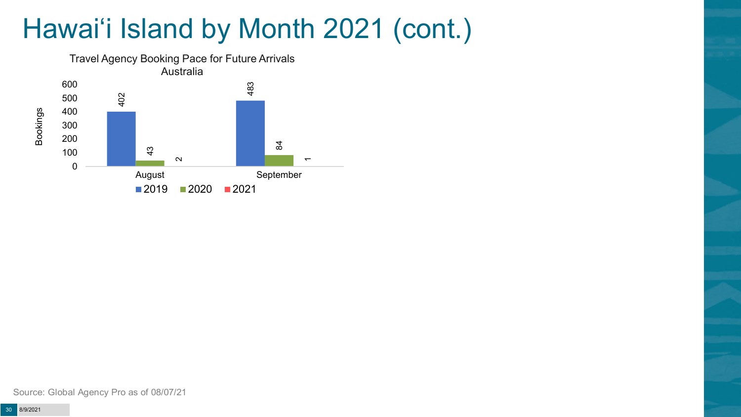# Hawai'i Island by Month 2021 (cont.)

Travel Agency Booking Pace for Future Arrivals
Australia

| Bookings | 2019 | 2020 | 2021 |
|---|---|---|---|
| August | 402 | 43 | 2 |
| September | 483 | 84 | 1 |

Source: Global Agency Pro as of 08/07/21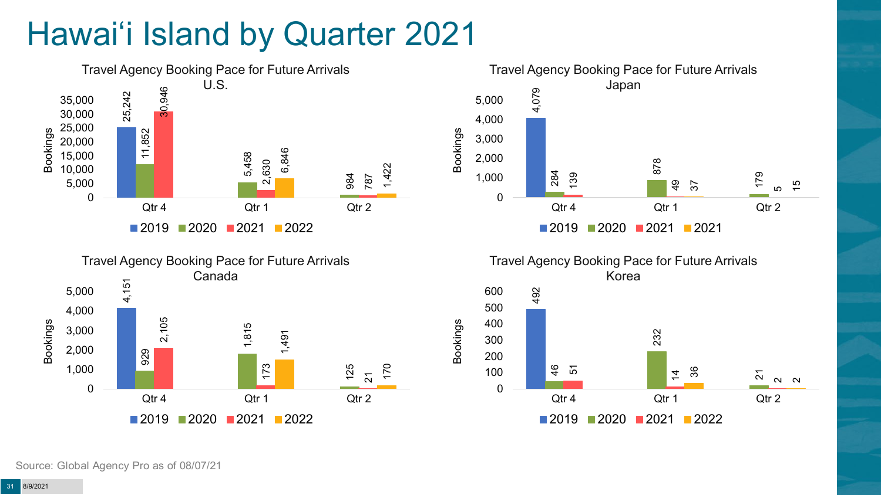# Hawai'i Island by Quarter 2021

### Travel Agency Booking Pace for Future Arrivals U.S.

| Bookings | 2019 | 2020 | 2021 | 2022 |
|---|---|---|---|---|
| Qtr 4 | 25,242 | 11,852 | 30,946 | |
| Qtr 1 | | 5,458 | 2,630 | 6,846 |
| Qtr 2 | | 984 | 787 | 1,422 |

### Travel Agency Booking Pace for Future Arrivals Japan

| Bookings | 2019 | 2020 | 2021 | 2021 |
|---|---|---|---|---|
| Qtr 4 | 4,079 | 284 | 139 | |
| Qtr 1 | | 878 | 49 | 37 |
| Qtr 2 | | 179 | 5 | 15 |

### Travel Agency Booking Pace for Future Arrivals Canada

| Bookings | 2019 | 2020 | 2021 | 2022 |
|---|---|---|---|---|
| Qtr 4 | 4,151 | 929 | 2,105 | |
| Qtr 1 | | 1,815 | 173 | 1,491 |
| Qtr 2 | | 125 | 21 | 170 |

### Travel Agency Booking Pace for Future Arrivals Korea

| Bookings | 2019 | 2020 | 2021 | 2022 |
|---|---|---|---|---|
| Qtr 4 | 492 | 46 | 51 | |
| Qtr 1 | | 232 | 14 | 36 |
| Qtr 2 | | 21 | 2 | 2 |

Source: Global Agency Pro as of 08/07/21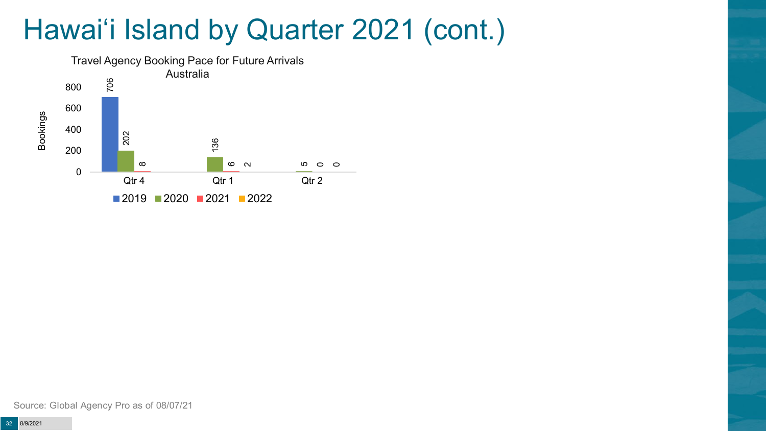# Hawai‘i Island by Quarter 2021 (cont.)

Travel Agency Booking Pace for Future Arrivals
Australia

Bookings

800
600
400
200
0

706
202
8
136
6
2
5
0
0

Qtr 4
Qtr 1
Qtr 2

2019 2020 2021 2022

Source: Global Agency Pro as of 08/07/21